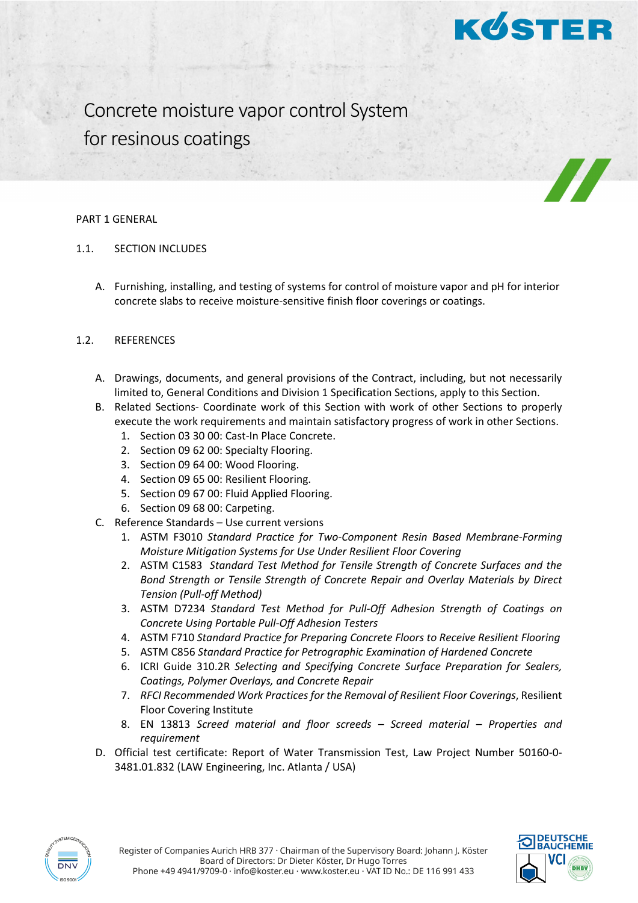# Concrete moisture vapor control System for resinous coatings

PART 1 GENERAL

## 1.1. SECTION INCLUDES

A. Furnishing, installing, and testing of systems for control of moisture vapor and pH for interior concrete slabs to receive moisture-sensitive finish floor coverings or coatings.

## 1.2. REFERENCES

A. Drawings, documents, and general provisions of the Contract, including, but not necessarily limited to, General Conditions and Division 1 Specification Sections, apply to this Section.

B. Related Sections- Coordinate work of this Section with work of other Sections to properly execute the work requirements and maintain satisfactory progress of work in other Sections.
   1. Section 03 30 00: Cast-In Place Concrete.
   2. Section 09 62 00: Specialty Flooring.
   3. Section 09 64 00: Wood Flooring.
   4. Section 09 65 00: Resilient Flooring.
   5. Section 09 67 00: Fluid Applied Flooring.
   6. Section 09 68 00: Carpeting.

C. Reference Standards – Use current versions
   1. ASTM F3010 *Standard Practice for Two-Component Resin Based Membrane-Forming Moisture Mitigation Systems for Use Under Resilient Floor Covering*
   2. ASTM C1583 *Standard Test Method for Tensile Strength of Concrete Surfaces and the Bond Strength or Tensile Strength of Concrete Repair and Overlay Materials by Direct Tension (Pull-off Method)*
   3. ASTM D7234 *Standard Test Method for Pull-Off Adhesion Strength of Coatings on Concrete Using Portable Pull-Off Adhesion Testers*
   4. ASTM F710 *Standard Practice for Preparing Concrete Floors to Receive Resilient Flooring*
   5. ASTM C856 *Standard Practice for Petrographic Examination of Hardened Concrete*
   6. ICRI Guide 310.2R *Selecting and Specifying Concrete Surface Preparation for Sealers, Coatings, Polymer Overlays, and Concrete Repair*
   7. *RFCI Recommended Work Practices for the Removal of Resilient Floor Coverings*, Resilient Floor Covering Institute
   8. EN 13813 *Screed material and floor screeds – Screed material – Properties and requirement*

D. Official test certificate: Report of Water Transmission Test, Law Project Number 50160-0-3481.01.832 (LAW Engineering, Inc. Atlanta / USA)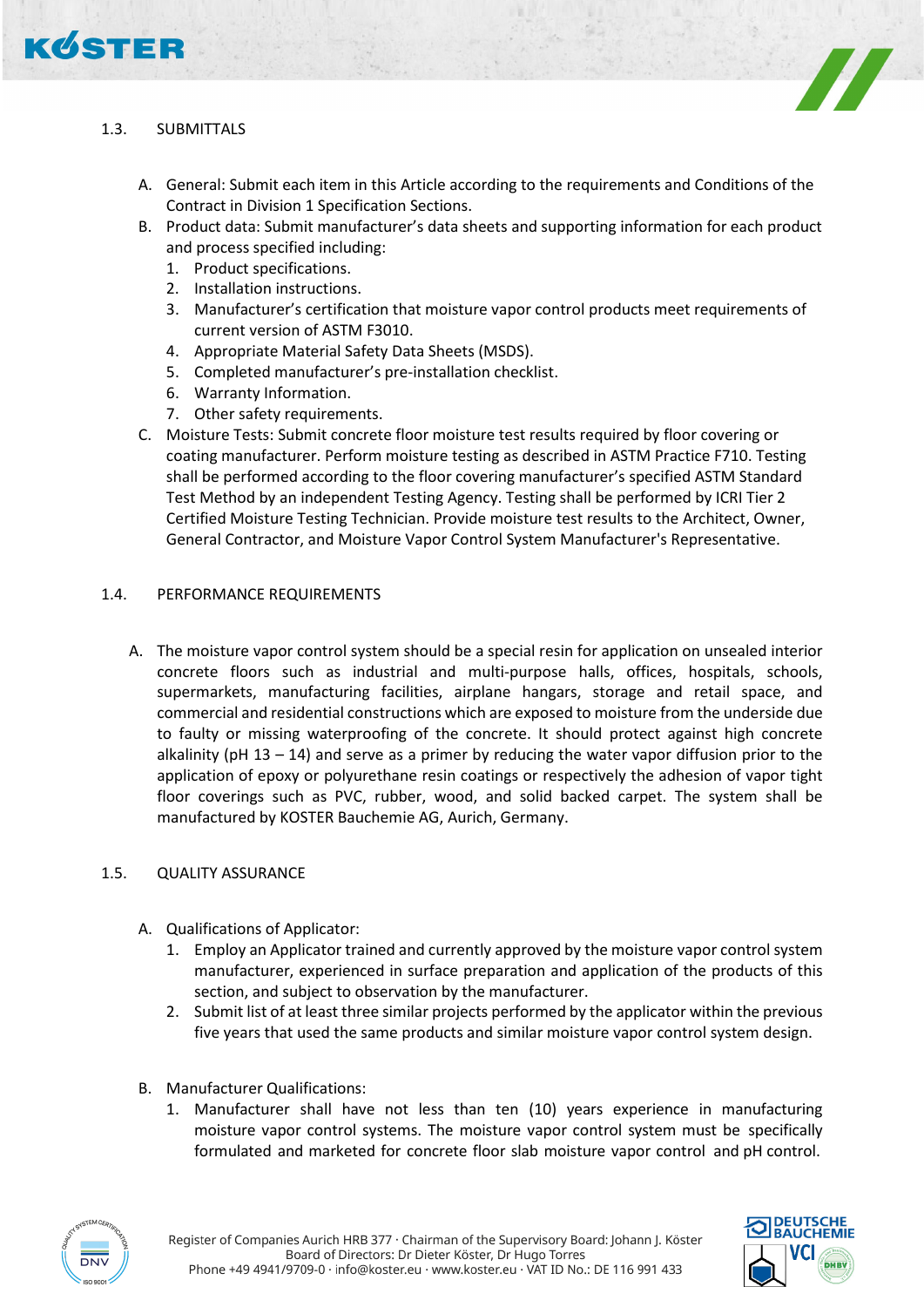## 1.3. SUBMITTALS

A. General: Submit each item in this Article according to the requirements and Conditions of the Contract in Division 1 Specification Sections.

B. Product data: Submit manufacturer's data sheets and supporting information for each product and process specified including:
   1. Product specifications.
   2. Installation instructions.
   3. Manufacturer's certification that moisture vapor control products meet requirements of current version of ASTM F3010.
   4. Appropriate Material Safety Data Sheets (MSDS).
   5. Completed manufacturer's pre-installation checklist.
   6. Warranty Information.
   7. Other safety requirements.

C. Moisture Tests: Submit concrete floor moisture test results required by floor covering or coating manufacturer. Perform moisture testing as described in ASTM Practice F710. Testing shall be performed according to the floor covering manufacturer's specified ASTM Standard Test Method by an independent Testing Agency. Testing shall be performed by ICRI Tier 2 Certified Moisture Testing Technician. Provide moisture test results to the Architect, Owner, General Contractor, and Moisture Vapor Control System Manufacturer's Representative.

## 1.4. PERFORMANCE REQUIREMENTS

A. The moisture vapor control system should be a special resin for application on unsealed interior concrete floors such as industrial and multi-purpose halls, offices, hospitals, schools, supermarkets, manufacturing facilities, airplane hangars, storage and retail space, and commercial and residential constructions which are exposed to moisture from the underside due to faulty or missing waterproofing of the concrete. It should protect against high concrete alkalinity (pH 13 – 14) and serve as a primer by reducing the water vapor diffusion prior to the application of epoxy or polyurethane resin coatings or respectively the adhesion of vapor tight floor coverings such as PVC, rubber, wood, and solid backed carpet. The system shall be manufactured by KOSTER Bauchemie AG, Aurich, Germany.

## 1.5. QUALITY ASSURANCE

A. Qualifications of Applicator:
   1. Employ an Applicator trained and currently approved by the moisture vapor control system manufacturer, experienced in surface preparation and application of the products of this section, and subject to observation by the manufacturer.
   2. Submit list of at least three similar projects performed by the applicator within the previous five years that used the same products and similar moisture vapor control system design.

B. Manufacturer Qualifications:
   1. Manufacturer shall have not less than ten (10) years experience in manufacturing moisture vapor control systems. The moisture vapor control system must be specifically formulated and marketed for concrete floor slab moisture vapor control and pH control.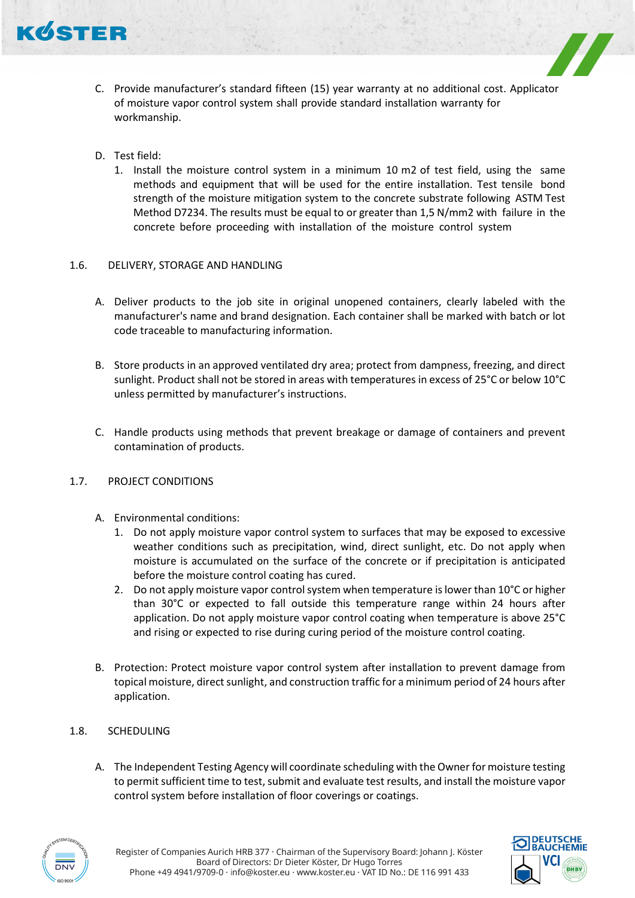C. Provide manufacturer's standard fifteen (15) year warranty at no additional cost. Applicator of moisture vapor control system shall provide standard installation warranty for workmanship.

D. Test field:
   1. Install the moisture control system in a minimum 10 m2 of test field, using the same methods and equipment that will be used for the entire installation. Test tensile bond strength of the moisture mitigation system to the concrete substrate following ASTM Test Method D7234. The results must be equal to or greater than 1,5 N/mm2 with failure in the concrete before proceeding with installation of the moisture control system

## 1.6. DELIVERY, STORAGE AND HANDLING

A. Deliver products to the job site in original unopened containers, clearly labeled with the manufacturer's name and brand designation. Each container shall be marked with batch or lot code traceable to manufacturing information.

B. Store products in an approved ventilated dry area; protect from dampness, freezing, and direct sunlight. Product shall not be stored in areas with temperatures in excess of 25°C or below 10°C unless permitted by manufacturer's instructions.

C. Handle products using methods that prevent breakage or damage of containers and prevent contamination of products.

## 1.7. PROJECT CONDITIONS

A. Environmental conditions:
   1. Do not apply moisture vapor control system to surfaces that may be exposed to excessive weather conditions such as precipitation, wind, direct sunlight, etc. Do not apply when moisture is accumulated on the surface of the concrete or if precipitation is anticipated before the moisture control coating has cured.
   2. Do not apply moisture vapor control system when temperature is lower than 10°C or higher than 30°C or expected to fall outside this temperature range within 24 hours after application. Do not apply moisture vapor control coating when temperature is above 25°C and rising or expected to rise during curing period of the moisture control coating.

B. Protection: Protect moisture vapor control system after installation to prevent damage from topical moisture, direct sunlight, and construction traffic for a minimum period of 24 hours after application.

## 1.8. SCHEDULING

A. The Independent Testing Agency will coordinate scheduling with the Owner for moisture testing to permit sufficient time to test, submit and evaluate test results, and install the moisture vapor control system before installation of floor coverings or coatings.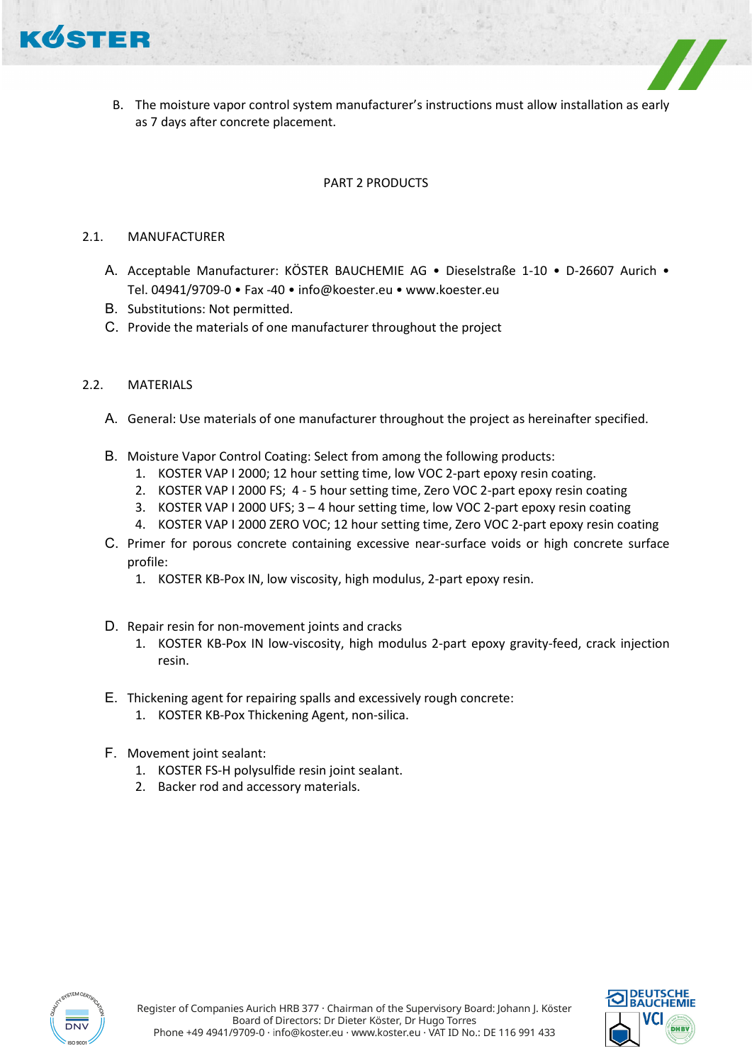B. The moisture vapor control system manufacturer's instructions must allow installation as early as 7 days after concrete placement.

# PART 2 PRODUCTS

## 2.1. MANUFACTURER

A. Acceptable Manufacturer: KÖSTER BAUCHEMIE AG • Dieselstraße 1-10 • D-26607 Aurich • Tel. 04941/9709-0 • Fax -40 • info@koester.eu • www.koester.eu

B. Substitutions: Not permitted.

C. Provide the materials of one manufacturer throughout the project

## 2.2. MATERIALS

A. General: Use materials of one manufacturer throughout the project as hereinafter specified.

B. Moisture Vapor Control Coating: Select from among the following products:
   1. KOSTER VAP I 2000; 12 hour setting time, low VOC 2-part epoxy resin coating.
   2. KOSTER VAP I 2000 FS; 4 - 5 hour setting time, Zero VOC 2-part epoxy resin coating
   3. KOSTER VAP I 2000 UFS; 3 – 4 hour setting time, low VOC 2-part epoxy resin coating
   4. KOSTER VAP I 2000 ZERO VOC; 12 hour setting time, Zero VOC 2-part epoxy resin coating

C. Primer for porous concrete containing excessive near-surface voids or high concrete surface profile:
   1. KOSTER KB-Pox IN, low viscosity, high modulus, 2-part epoxy resin.

D. Repair resin for non-movement joints and cracks
   1. KOSTER KB-Pox IN low-viscosity, high modulus 2-part epoxy gravity-feed, crack injection resin.

E. Thickening agent for repairing spalls and excessively rough concrete:
   1. KOSTER KB-Pox Thickening Agent, non-silica.

F. Movement joint sealant:
   1. KOSTER FS-H polysulfide resin joint sealant.
   2. Backer rod and accessory materials.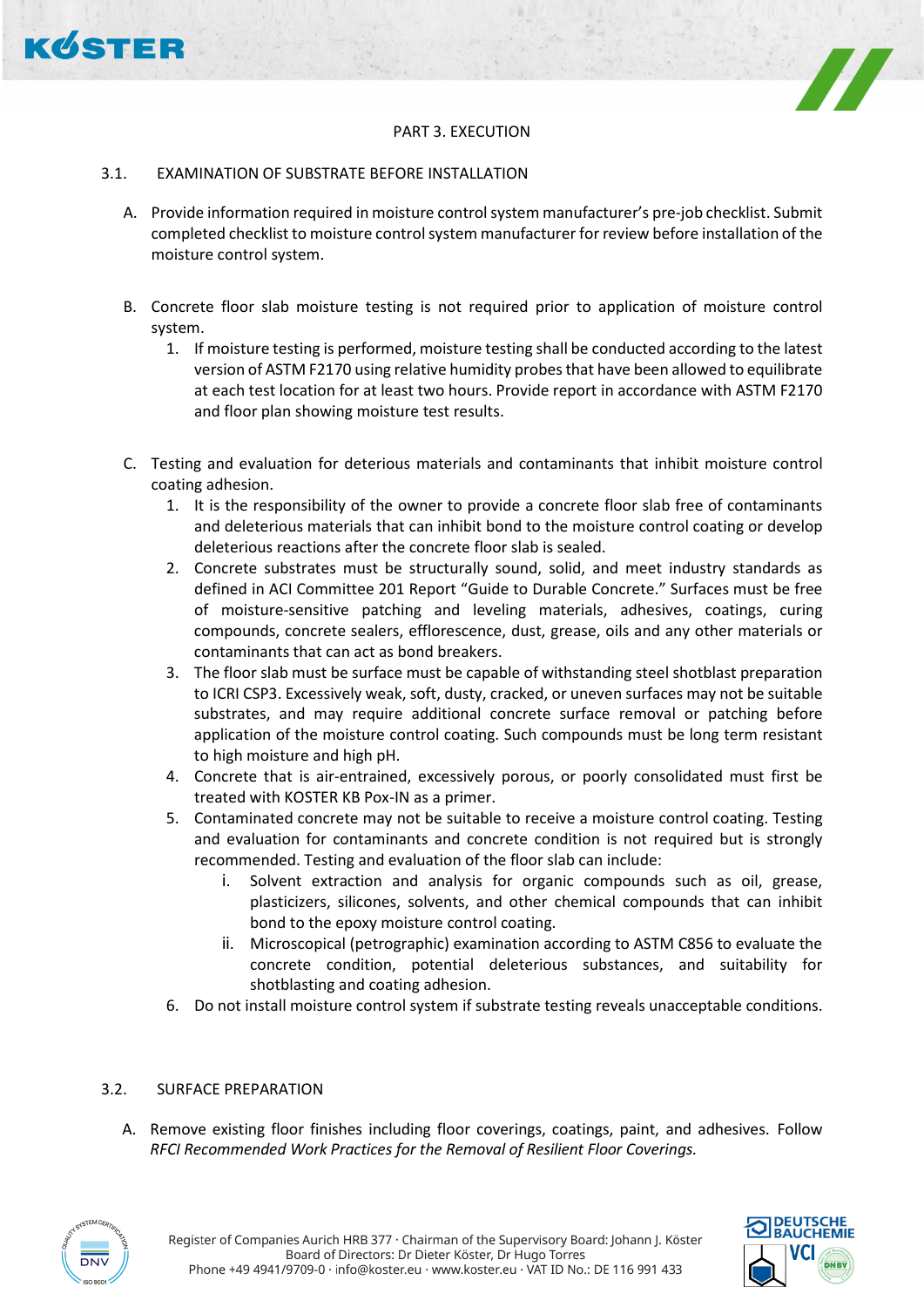## PART 3. EXECUTION

### 3.1. EXAMINATION OF SUBSTRATE BEFORE INSTALLATION

A. Provide information required in moisture control system manufacturer's pre-job checklist. Submit completed checklist to moisture control system manufacturer for review before installation of the moisture control system.

B. Concrete floor slab moisture testing is not required prior to application of moisture control system.

1. If moisture testing is performed, moisture testing shall be conducted according to the latest version of ASTM F2170 using relative humidity probes that have been allowed to equilibrate at each test location for at least two hours. Provide report in accordance with ASTM F2170 and floor plan showing moisture test results.

C. Testing and evaluation for deterious materials and contaminants that inhibit moisture control coating adhesion.

1. It is the responsibility of the owner to provide a concrete floor slab free of contaminants and deleterious materials that can inhibit bond to the moisture control coating or develop deleterious reactions after the concrete floor slab is sealed.
2. Concrete substrates must be structurally sound, solid, and meet industry standards as defined in ACI Committee 201 Report "Guide to Durable Concrete." Surfaces must be free of moisture-sensitive patching and leveling materials, adhesives, coatings, curing compounds, concrete sealers, efflorescence, dust, grease, oils and any other materials or contaminants that can act as bond breakers.
3. The floor slab must be surface must be capable of withstanding steel shotblast preparation to ICRI CSP3. Excessively weak, soft, dusty, cracked, or uneven surfaces may not be suitable substrates, and may require additional concrete surface removal or patching before application of the moisture control coating. Such compounds must be long term resistant to high moisture and high pH.
4. Concrete that is air-entrained, excessively porous, or poorly consolidated must first be treated with KOSTER KB Pox-IN as a primer.
5. Contaminated concrete may not be suitable to receive a moisture control coating. Testing and evaluation for contaminants and concrete condition is not required but is strongly recommended. Testing and evaluation of the floor slab can include:
   i. Solvent extraction and analysis for organic compounds such as oil, grease, plasticizers, silicones, solvents, and other chemical compounds that can inhibit bond to the epoxy moisture control coating.
   ii. Microscopical (petrographic) examination according to ASTM C856 to evaluate the concrete condition, potential deleterious substances, and suitability for shotblasting and coating adhesion.
6. Do not install moisture control system if substrate testing reveals unacceptable conditions.

### 3.2. SURFACE PREPARATION

A. Remove existing floor finishes including floor coverings, coatings, paint, and adhesives. Follow *RFCI Recommended Work Practices for the Removal of Resilient Floor Coverings.*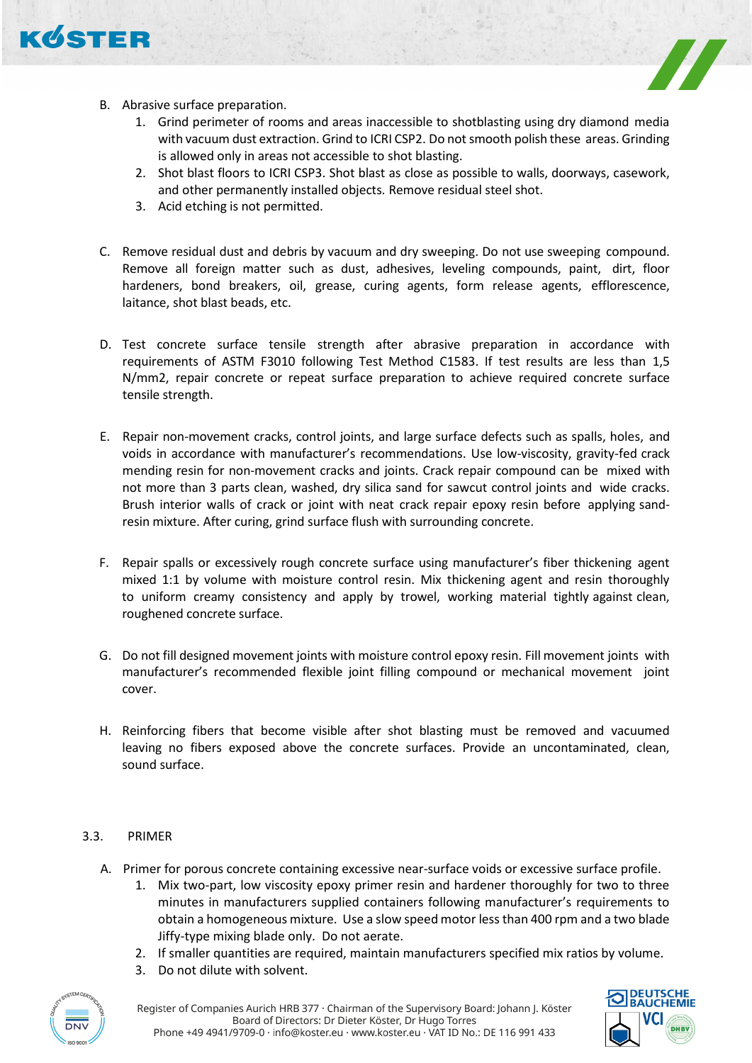B. Abrasive surface preparation.
   1. Grind perimeter of rooms and areas inaccessible to shotblasting using dry diamond media with vacuum dust extraction. Grind to ICRI CSP2. Do not smooth polish these areas. Grinding is allowed only in areas not accessible to shot blasting.
   2. Shot blast floors to ICRI CSP3. Shot blast as close as possible to walls, doorways, casework, and other permanently installed objects. Remove residual steel shot.
   3. Acid etching is not permitted.

C. Remove residual dust and debris by vacuum and dry sweeping. Do not use sweeping compound. Remove all foreign matter such as dust, adhesives, leveling compounds, paint, dirt, floor hardeners, bond breakers, oil, grease, curing agents, form release agents, efflorescence, laitance, shot blast beads, etc.

D. Test concrete surface tensile strength after abrasive preparation in accordance with requirements of ASTM F3010 following Test Method C1583. If test results are less than 1,5 N/mm2, repair concrete or repeat surface preparation to achieve required concrete surface tensile strength.

E. Repair non-movement cracks, control joints, and large surface defects such as spalls, holes, and voids in accordance with manufacturer's recommendations. Use low-viscosity, gravity-fed crack mending resin for non-movement cracks and joints. Crack repair compound can be mixed with not more than 3 parts clean, washed, dry silica sand for sawcut control joints and wide cracks. Brush interior walls of crack or joint with neat crack repair epoxy resin before applying sand-resin mixture. After curing, grind surface flush with surrounding concrete.

F. Repair spalls or excessively rough concrete surface using manufacturer's fiber thickening agent mixed 1:1 by volume with moisture control resin. Mix thickening agent and resin thoroughly to uniform creamy consistency and apply by trowel, working material tightly against clean, roughened concrete surface.

G. Do not fill designed movement joints with moisture control epoxy resin. Fill movement joints with manufacturer's recommended flexible joint filling compound or mechanical movement joint cover.

H. Reinforcing fibers that become visible after shot blasting must be removed and vacuumed leaving no fibers exposed above the concrete surfaces. Provide an uncontaminated, clean, sound surface.

## 3.3. PRIMER

A. Primer for porous concrete containing excessive near-surface voids or excessive surface profile.
   1. Mix two-part, low viscosity epoxy primer resin and hardener thoroughly for two to three minutes in manufacturers supplied containers following manufacturer's requirements to obtain a homogeneous mixture. Use a slow speed motor less than 400 rpm and a two blade Jiffy-type mixing blade only. Do not aerate.
   2. If smaller quantities are required, maintain manufacturers specified mix ratios by volume.
   3. Do not dilute with solvent.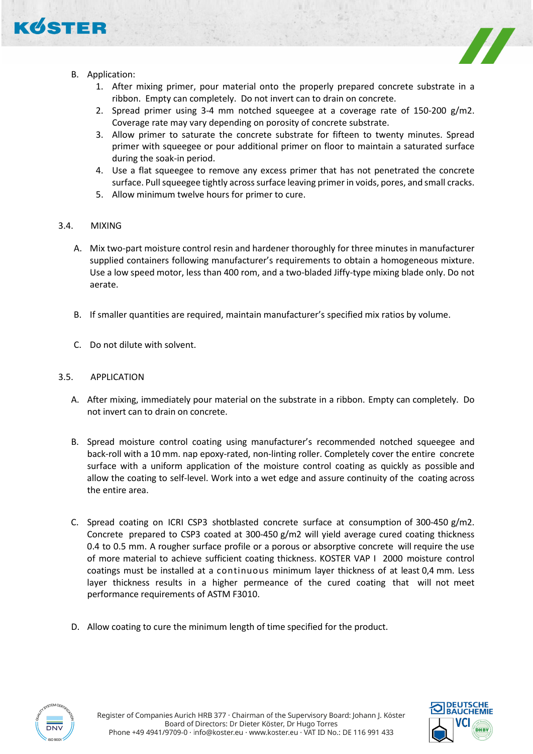B. Application:
   1. After mixing primer, pour material onto the properly prepared concrete substrate in a ribbon. Empty can completely. Do not invert can to drain on concrete.
   2. Spread primer using 3-4 mm notched squeegee at a coverage rate of 150-200 g/m2. Coverage rate may vary depending on porosity of concrete substrate.
   3. Allow primer to saturate the concrete substrate for fifteen to twenty minutes. Spread primer with squeegee or pour additional primer on floor to maintain a saturated surface during the soak-in period.
   4. Use a flat squeegee to remove any excess primer that has not penetrated the concrete surface. Pull squeegee tightly across surface leaving primer in voids, pores, and small cracks.
   5. Allow minimum twelve hours for primer to cure.

## 3.4. MIXING

A. Mix two-part moisture control resin and hardener thoroughly for three minutes in manufacturer supplied containers following manufacturer's requirements to obtain a homogeneous mixture. Use a low speed motor, less than 400 rom, and a two-bladed Jiffy-type mixing blade only. Do not aerate.

B. If smaller quantities are required, maintain manufacturer's specified mix ratios by volume.

C. Do not dilute with solvent.

## 3.5. APPLICATION

A. After mixing, immediately pour material on the substrate in a ribbon. Empty can completely. Do not invert can to drain on concrete.

B. Spread moisture control coating using manufacturer's recommended notched squeegee and back-roll with a 10 mm. nap epoxy-rated, non-linting roller. Completely cover the entire concrete surface with a uniform application of the moisture control coating as quickly as possible and allow the coating to self-level. Work into a wet edge and assure continuity of the coating across the entire area.

C. Spread coating on ICRI CSP3 shotblasted concrete surface at consumption of 300-450 g/m2. Concrete prepared to CSP3 coated at 300-450 g/m2 will yield average cured coating thickness 0.4 to 0.5 mm. A rougher surface profile or a porous or absorptive concrete will require the use of more material to achieve sufficient coating thickness. KOSTER VAP I 2000 moisture control coatings must be installed at a continuous minimum layer thickness of at least 0,4 mm. Less layer thickness results in a higher permeance of the cured coating that will not meet performance requirements of ASTM F3010.

D. Allow coating to cure the minimum length of time specified for the product.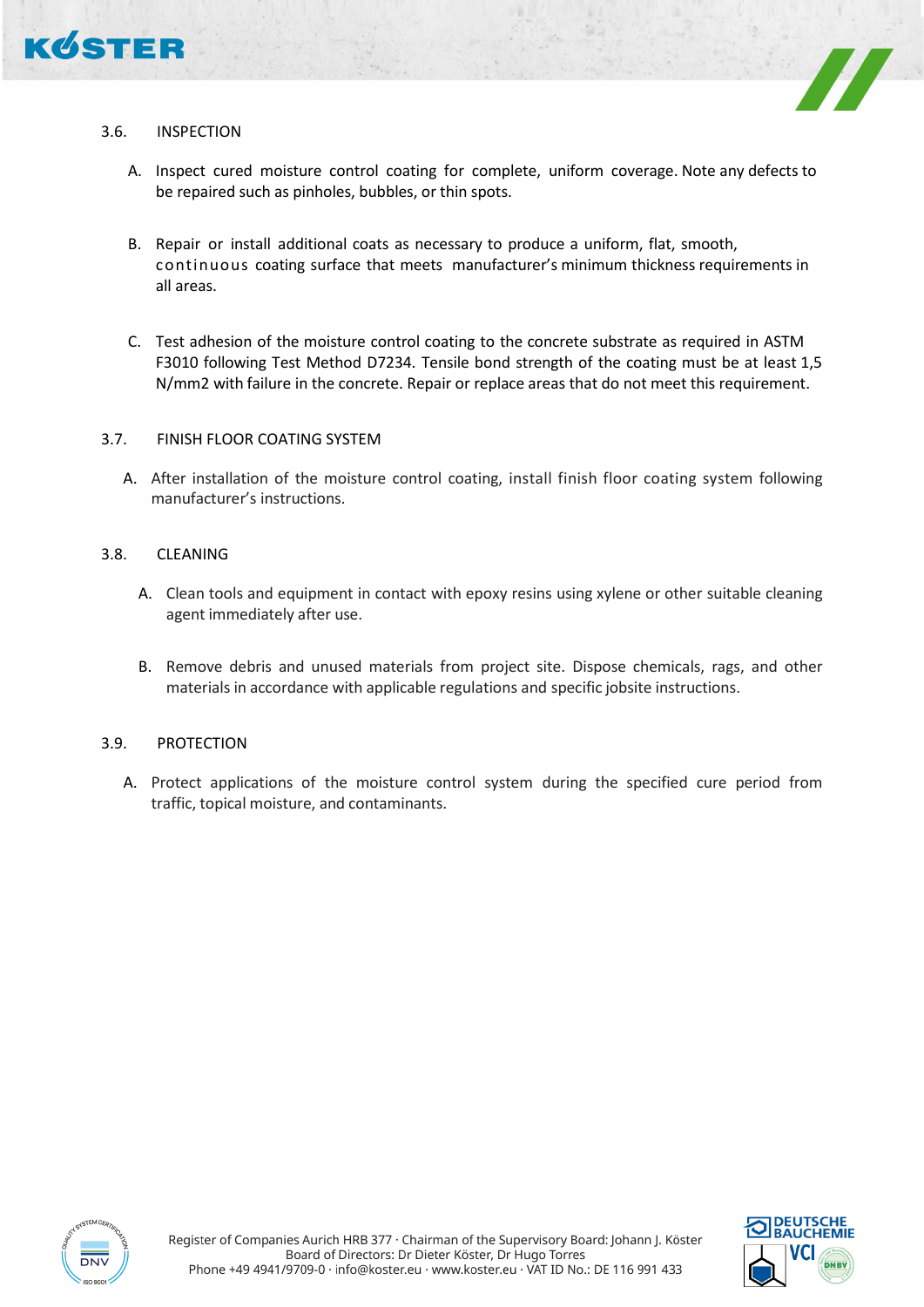### 3.6. INSPECTION

A. Inspect cured moisture control coating for complete, uniform coverage. Note any defects to be repaired such as pinholes, bubbles, or thin spots.

B. Repair or install additional coats as necessary to produce a uniform, flat, smooth, continuous coating surface that meets manufacturer's minimum thickness requirements in all areas.

C. Test adhesion of the moisture control coating to the concrete substrate as required in ASTM F3010 following Test Method D7234. Tensile bond strength of the coating must be at least 1,5 N/mm2 with failure in the concrete. Repair or replace areas that do not meet this requirement.

### 3.7. FINISH FLOOR COATING SYSTEM

A. After installation of the moisture control coating, install finish floor coating system following manufacturer's instructions.

### 3.8. CLEANING

A. Clean tools and equipment in contact with epoxy resins using xylene or other suitable cleaning agent immediately after use.

B. Remove debris and unused materials from project site. Dispose chemicals, rags, and other materials in accordance with applicable regulations and specific jobsite instructions.

### 3.9. PROTECTION

A. Protect applications of the moisture control system during the specified cure period from traffic, topical moisture, and contaminants.